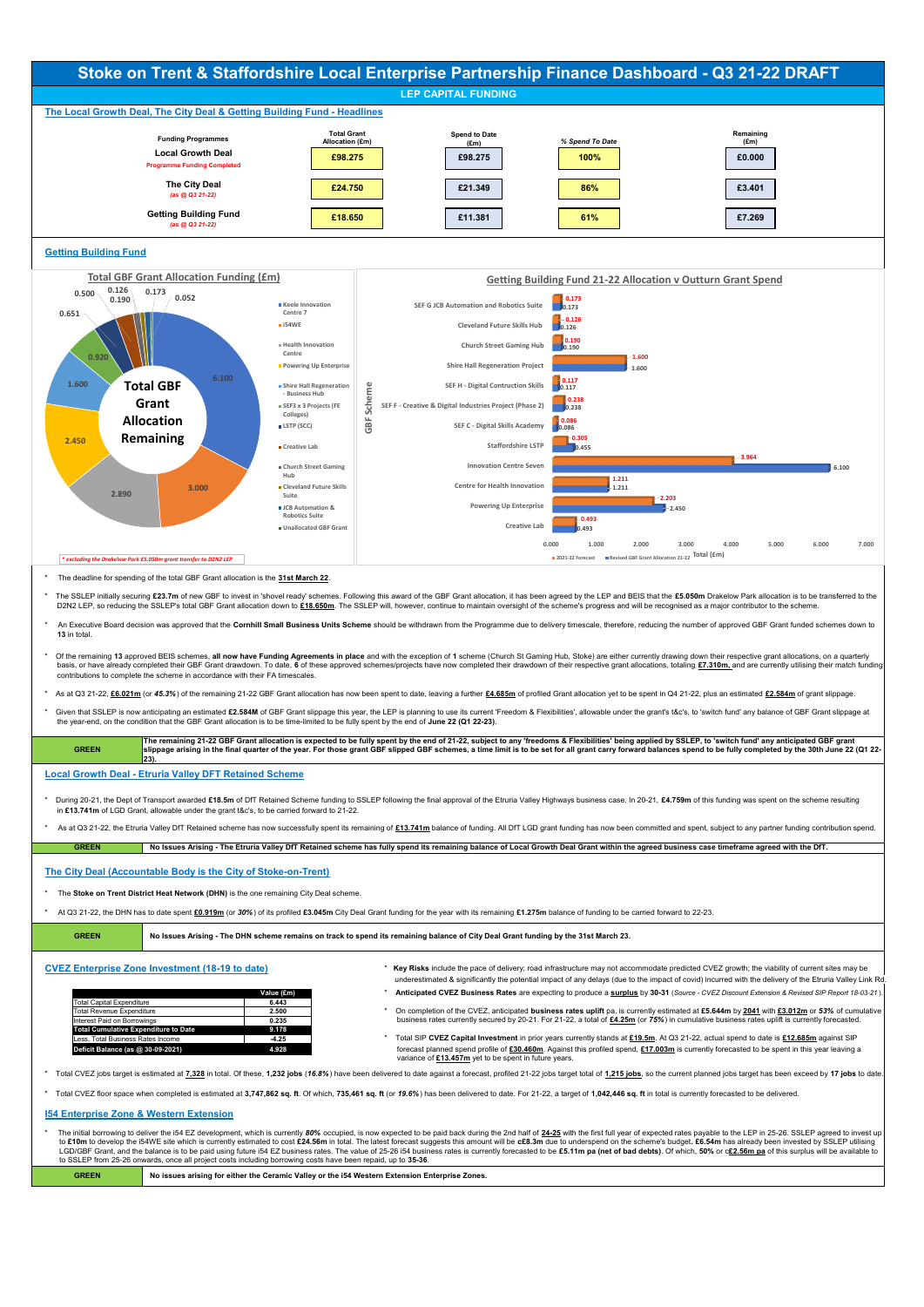# Stoke on Trent & Staffordshire Local Enterprise Partnership Finance Dashboard - Q3 21-22 DRAFT

## LEP CAPITAL FUNDING

### The Local Growth Deal, The City Deal & Getting Building Fund - Headlines

| Funding Programmes | Total Grant Allocation (£m) | Spend to Date (£m) | % Spend To Date | Remaining (£m) |
|---|---|---|---|---|
| **Local Growth Deal** *Programme Funding Completed* | £98.275 | £98.275 | 100% | £0.000 |
| **The City Deal** *(as @ Q3 21-22)* | £24.750 | £21.349 | 86% | £3.401 |
| **Getting Building Fund** *(as @ Q3 21-22)* | £18.650 | £11.381 | 61% | £7.269 |

### Getting Building Fund

**Total GBF Grant Allocation Funding (£m)**

Total GBF Grant Allocation Remaining

| Scheme | £m |
|---|---|
| Keele Innovation Centre 7 | 6.100 |
| i54WE | 3.000 |
| Health Innovation Centre | 2.890 |
| Powering Up Enterprise | 2.450 |
| Shire Hall Regeneration - Business Hub | 1.600 |
| SEF3 x 3 Projects (FE Colleges) | 0.920 |
| LSTP (SCC) | 0.651 |
| Creative Lab | 0.500 |
| Church Street Gaming Hub | 0.190 |
| Cleveland Future Skills Suite | 0.126 |
| JCB Automation & Robotics Suite | 0.173 |
| Unallocated GBF Grant | 0.052 |

*\* excluding the Drakelow Park £5.050m grant transfer to D2N2 LEP*

**Getting Building Fund 21-22 Allocation v Outturn Grant Spend**

| GBF Scheme | 2021-22 Forecast | Revised GBF Grant Allocation 21-22 |
|---|---|---|
| SEF G JCB Automation and Robotics Suite | 0.173 | 0.173 |
| Cleveland Future Skills Hub | 0.126 | 0.126 |
| Church Street Gaming Hub | 0.190 | 0.190 |
| Shire Hall Regeneration Project | 1.600 | 1.600 |
| SEF H - Digital Contruction Skills | 0.117 | 0.117 |
| SEF F - Creative & Digital Industries Project (Phase 2) | 0.238 | 0.238 |
| SEF C - Digital Skills Academy | 0.086 | 0.086 |
| Staffordshire LSTP | 0.305 | 0.455 |
| Innovation Centre Seven | 3.964 | 6.100 |
| Centre for Health Innovation | 1.211 | 1.211 |
| Powering Up Enterprise | 2.203 | 2.450 |
| Creative Lab | 0.493 | 0.493 |

* The deadline for spending of the total GBF Grant allocation is the **31st March 22**.
* The SSLEP initially securing **£23.7m** of new GBF to invest in 'shovel ready' schemes. Following this award of the GBF Grant allocation, it has been agreed by the LEP and BEIS that the **£5.050m** Drakelow Park allocation is to be transferred to the D2N2 LEP, so reducing the SSLEP's total GBF Grant allocation down to **£18.650m**. The SSLEP will, however, continue to maintain oversight of the scheme's progress and will be recognised as a major contributor to the scheme.
* An Executive Board decision was approved that the **Cornhill Small Business Units Scheme** should be withdrawn from the Programme due to delivery timescale, therefore, reducing the number of approved GBF Grant funded schemes down to **13** in total.
* Of the remaining **13** approved BEIS schemes, **all now have Funding Agreements in place** and with the exception of **1** scheme (Church St Gaming Hub, Stoke) are either currently drawing down their respective grant allocations, on a quarterly basis, or have already completed their GBF Grant drawdown. To date, **6** of these approved schemes/projects have now completed their drawdown of their respective grant allocations, totaling **£7.310m,** and are currently utilising their match funding contributions to complete the scheme in accordance with their FA timescales.
* As at Q3 21-22, **£6.021m** (or *45.3%*) of the remaining 21-22 GBF Grant allocation has now been spent to date, leaving a further **£4.685m** of profiled Grant allocation yet to be spent in Q4 21-22, plus an estimated **£2.584m** of grant slippage.
* Given that SSLEP is now anticipating an estimated **£2.584M** of GBF Grant slippage this year, the LEP is planning to use its current 'Freedom & Flexibilities', allowable under the grant's t&c's, to 'switch fund' any balance of GBF grant slippage at the year-end, on the condition that the GBF Grant allocation is to be time-limited to be fully spent by the end of **June 22 (Q1 22-23)**.

| GREEN | **The remaining 21-22 GBF Grant allocation is expected to be fully spent by the end of 21-22, subject to any 'freedoms & Flexibilities' being applied by SSLEP, to 'switch fund' any anticipated GBF grant slippage arising in the final quarter of the year. For those grant GBF slipped GBF schemes, a time limit is to be set for all grant carry forward balances spend to be fully completed by the 30th June 22 (Q1 22-23).** |
|---|---|

### Local Growth Deal - Etruria Valley DFT Retained Scheme

* During 20-21, the Dept of Transport awarded **£18.5m** of DfT Retained Scheme funding to SSLEP following the final approval of the Etruria Valley Highways business case. In 20-21, **£4.759m** of this funding was spent on the scheme resulting in **£13.741m** of LGD Grant, allowable under the grant t&c's, to be carried forward to 21-22.
* As at Q3 21-22, the Etruria Valley DfT Retained scheme has now successfully spent its remaining of **£13.741m** balance of funding. All DfT LGD grant funding has now been committed and spent, subject to any partner funding contribution spend.

| GREEN | **No Issues Arising - The Etruria Valley DfT Retained scheme has fully spend its remaining balance of Local Growth Deal Grant within the agreed business case timeframe agreed with the DfT.** |
|---|---|

### The City Deal (Accountable Body is the City of Stoke-on-Trent)

* The **Stoke on Trent District Heat Network (DHN)** is the one remaining City Deal scheme.
* At Q3 21-22, the DHN has to date spent **£0.919m** (or *30%*) of its profiled **£3.045m** City Deal Grant funding for the year with its remaining **£1.275m** balance of funding to be carried forward to 22-23.

| GREEN | **No Issues Arising - The DHN scheme remains on track to spend its remaining balance of City Deal Grant funding by the 31st March 23.** |
|---|---|

### CVEZ Enterprise Zone Investment (18-19 to date)

| | Value (£m) |
|---|---|
| Total Capital Expenditure | 6.443 |
| Total Revenue Expenditure | 2.500 |
| Interest Paid on Borrowings | 0.235 |
| **Total Cumulative Expenditure to Date** | **9.178** |
| Less, Total Business Rates Income | -4.25 |
| **Deficit Balance (as @ 30-09-2021)** | **4.928** |

* **Key Risks** include the pace of delivery; road infrastructure may not accommodate predicted CVEZ growth; the viability of current sites may be underestimated & significantly the potential impact of any delays (due to the impact of covid) incurred with the delivery of the Etruria Valley Link Rd.
* **Anticipated CVEZ Business Rates** are expecting to produce a **surplus** by **30-31** (*Source - CVEZ Discount Extension & Revised SIP Report 18-03-21*).
* On completion of the CVEZ, anticipated **business rates uplift** pa, is currently estimated at **£5.644m** by **2041** with **£3.012m** or *53%* of cumulative business rates currently secured by 20-21. For 21-22, a total of **£4.25m** (or *75%*) in cumulative business rates uplift is currently forecasted.
* Total SIP **CVEZ Capital Investment** in prior years currently stands at **£19.5m**. At Q3 21-22, actual spend to date is **£12.685m** against SIP forecast planned spend profile of **£30.460m**. Against this profiled spend, **£17.003m** is currently forecasted to be spent in this year leaving a variance of **£13.457m** yet to be spent in future years.

* Total CVEZ jobs target is estimated at **7,328** in total. Of these, **1,232 jobs** (*16.8%*) have been delivered to date against a forecast, profiled 21-22 jobs target total of **1,215 jobs**, so the current planned jobs target has been exceed by **17 jobs** to date.
* Total CVEZ floor space when completed is estimated at **3,747,862 sq. ft**. Of which, **735,461 sq. ft** (or *19.6%*) has been delivered to date. For 21-22, a target of **1,042,446 sq. ft** in total is currently forecasted to be delivered.

### I54 Enterprise Zone & Western Extension

* The initial borrowing to deliver the i54 EZ development, which is currently *80%* occupied, is now expected to be paid back during the 2nd half of **24-25** with the first full year of expected rates payable to the LEP in 25-26. SSLEP agreed to invest up to **£10m** to develop the i54WE site which is currently estimated to cost **£24.56m** in total. The latest forecast suggests this amount will be **c£8.3m** due to underspend on the scheme's budget. **£6.54m** has already been invested by SSLEP utilising LGD/GBF Grant, and the balance is to be paid using future i54 EZ business rates. The value of 25-26 i54 business rates is currently forecasted to be **£5.11m pa (net of bad debts)**. Of which, **50%** or c**£2.56m pa** of this surplus will be available to to SSLEP from 25-26 onwards, once all project costs including borrowing costs have been repaid, up to **35-36**.

| GREEN | **No issues arising for either the Ceramic Valley or the i54 Western Extension Enterprise Zones.** |
|---|---|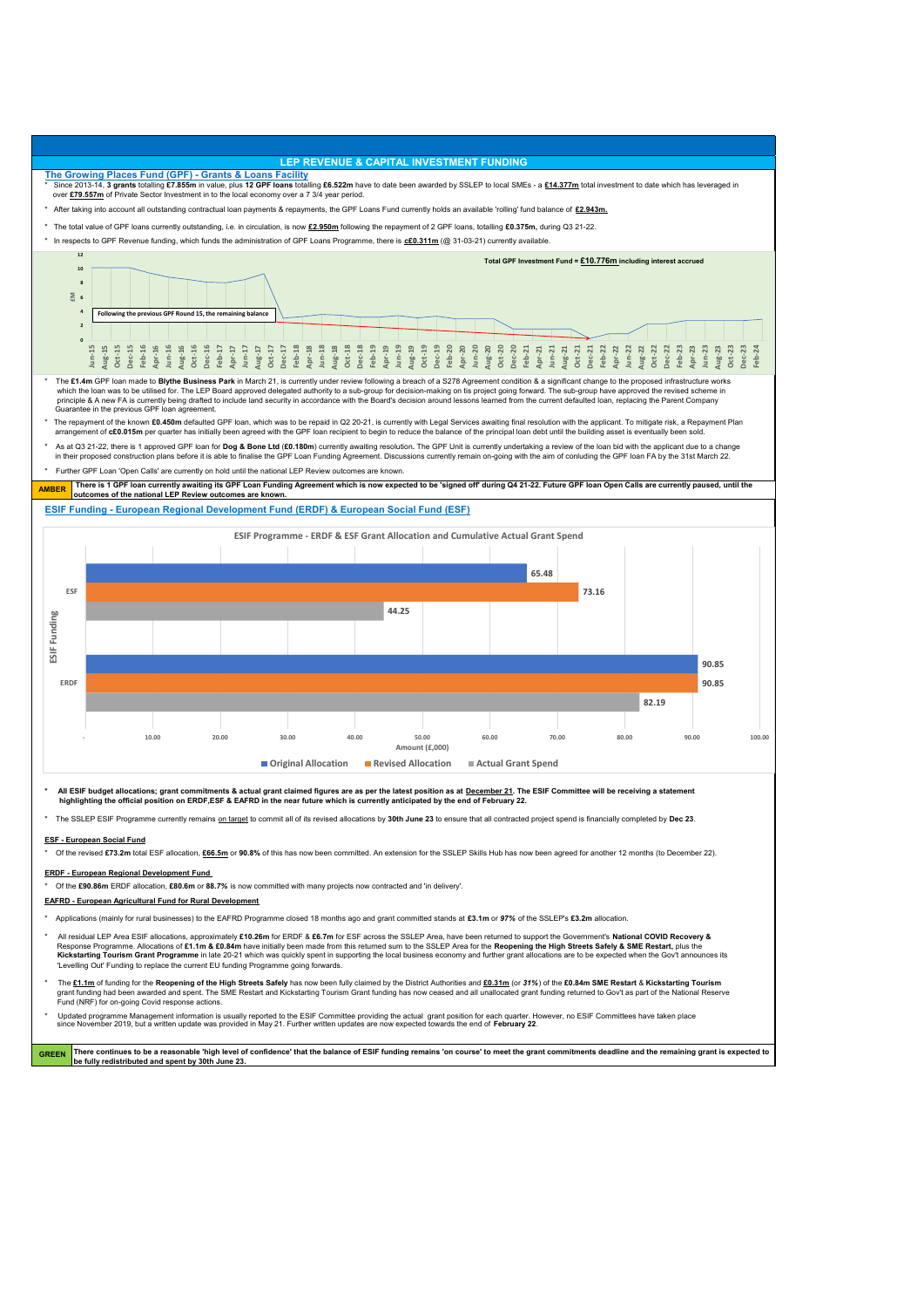## LEP REVENUE & CAPITAL INVESTMENT FUNDING

### The Growing Places Fund (GPF) - Grants & Loans Facility

* Since 2013-14, **3 grants** totalling **£7.855m** in value, plus **12 GPF loans** totalling **£6.522m** have to date been awarded by SSLEP to local SMEs - a **£14.377m** total investment to date which has leveraged in over **£79.557m** of Private Sector Investment in to the local economy over a 7 3/4 year period.
* After taking into account all outstanding contractual loan payments & repayments, the GPF Loans Fund currently holds an available 'rolling' fund balance of **£2.943m.**
* The total value of GPF loans currently outstanding, i.e. in circulation, is now **£2.950m** following the repayment of 2 GPF loans, totalling **£0.375m,** during Q3 21-22.
* In respects to GPF Revenue funding, which funds the administration of GPF Loans Programme, there is **c£0.311m** (@ 31-03-21) currently available.

Total GPF Investment Fund = **£10.776m** including interest accrued

Following the previous GPF Round 15, the remaining balance

* The **£1.4m** GPF loan made to **Blythe Business Park** in March 21, is currently under review following a breach of a S278 Agreement condition & a significant change to the proposed infrastructure works which the loan was to be utilised for. The LEP Board approved delegated authority to a sub-group for decision-making on its project going forward. The sub-group have approved the revised scheme in principle & A new FA is currently being drafted to include land security in accordance with the Board's decision around lessons learned from the current defaulted loan, replacing the Parent Company Guarantee in the previous GPF loan agreement.
* The repayment of the known **£0.450m** defaulted GPF loan, which was to be repaid in Q2 20-21, is currently with Legal Services awaiting final resolution with the applicant. To mitigate risk, a Repayment Plan arrangement of **c£0.015m** per quarter has initially been agreed with the GPF loan recipient to begin to reduce the balance of the principal loan debt until the building asset is eventually been sold.
* As at Q3 21-22, there is 1 approved GPF loan for **Dog & Bone Ltd** (**£0.180m**) currently awaiting resolution**.** The GPF Unit is currently undertaking a review of the loan bid with the applicant due to a change in their proposed construction plans before it is able to finalise the GPF Loan Funding Agreement. Discussions currently remain on-going with the aim of conluding the GPF loan FA by the 31st March 22.
* Further GPF Loan 'Open Calls' are currently on hold until the national LEP Review outcomes are known.

**AMBER** — **There is 1 GPF loan currently awaiting its GPF Loan Funding Agreement which is now expected to be 'signed off' during Q4 21-22. Future GPF loan Open Calls are currently paused, until the outcomes of the national LEP Review outcomes are known.**

### ESIF Funding - European Regional Development Fund (ERDF) & European Social Fund (ESF)

**ESIF Programme - ERDF & ESF Grant Allocation and Cumulative Actual Grant Spend**

| ESIF Funding | Original Allocation | Revised Allocation | Actual Grant Spend |
|---|---|---|---|
| ESF | 65.48 | 73.16 | 44.25 |
| ERDF | 90.85 | 90.85 | 82.19 |

Amount (£,000)

* **All ESIF budget allocations; grant commitments & actual grant claimed figures are as per the latest position as at December 21. The ESIF Committee will be receiving a statement highlighting the official position on ERDF,ESF & EAFRD in the near future which is currently anticipated by the end of February 22.**
* The SSLEP ESIF Programme currently remains on target to commit all of its revised allocations by **30th June 23** to ensure that all contracted project spend is financially completed by **Dec 23**.

**ESF - European Social Fund**

* Of the revised **£73.2m** total ESF allocation, **£66.5m** or **90.8%** of this has now been committed. An extension for the SSLEP Skills Hub has now been agreed for another 12 months (to December 22).

**ERDF - European Regional Development Fund**

* Of the **£90.86m** ERDF allocation, **£80.6m** or **88.7%** is now committed with many projects now contracted and 'in delivery'.

**EAFRD - European Agricultural Fund for Rural Development**

* Applications (mainly for rural businesses) to the EAFRD Programme closed 18 months ago and grant committed stands at **£3.1m** or ***97%*** of the SSLEP's **£3.2m** allocation.
* All residual LEP Area ESIF allocations, approximately **£10.26m** for ERDF & **£6.7m** for ESF across the SSLEP Area, have been returned to support the Government's **National COVID Recovery &** Response Programme. Allocations of **£1.1m & £0.84m** have initially been made from this returned sum to the SSLEP Area for the **Reopening the High Streets Safely & SME Restart,** plus the **Kickstarting Tourism Grant Programme** in late 20-21 which was quickly spent in supporting the local business economy and further grant allocations are to be expected when the Gov't announces its 'Levelling Out' Funding to replace the current EU funding Programme going forwards.
* The **£1.1m** of funding for the **Reopening of the High Streets Safely** has now been fully claimed by the District Authorities and **£0.31m** (or ***31%***) of the **£0.84m SME Restart** & **Kickstarting Tourism** grant funding had been awarded and spent. The SME Restart and Kickstarting Tourism Grant funding has now ceased and all unallocated grant funding returned to Gov't as part of the National Reserve Fund (NRF) for on-going Covid response actions.
* Updated programme Management information is usually reported to the ESIF Committee providing the actual grant position for each quarter. However, no ESIF Committees have taken place since November 2019, but a written update was provided in May 21. Further written updates are now expected towards the end of **February 22**.

**GREEN** — **There continues to be a reasonable 'high level of confidence' that the balance of ESIF funding remains 'on course' to meet the grant commitments deadline and the remaining grant is expected to be fully redistributed and spent by 30th June 23.**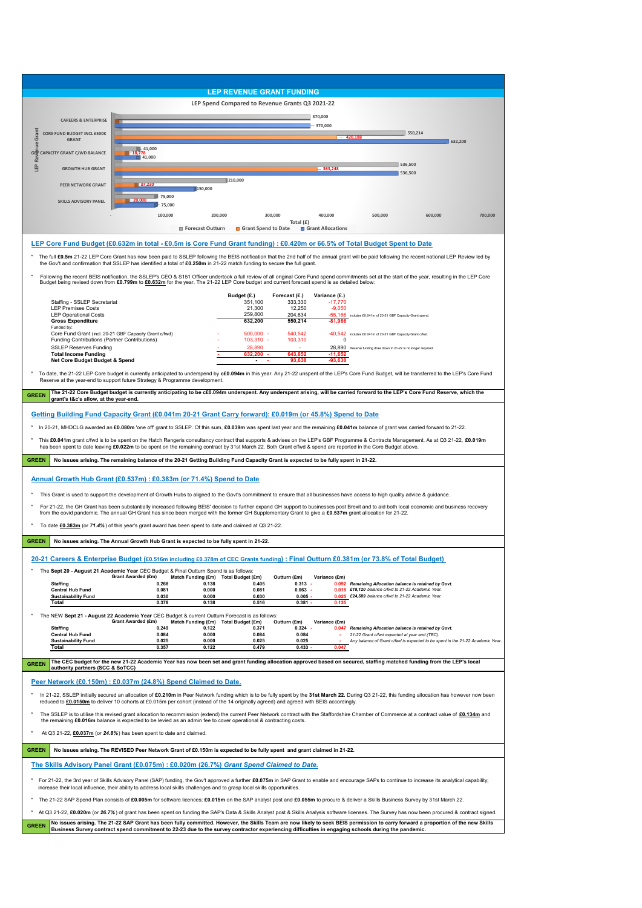# LEP REVENUE GRANT FUNDING

LEP Spend Compared to Revenue Grants Q3 2021-22

LEP Revenue Grant

CAREERS & ENTERPRISE
370,000
370,000

CORE FUND BUDGET INCL £500K GRANT
550,214
420,188
632,200

GBF CAPACITY GRANT C/WD BALANCE
41,000
18,778
41,000

GROWTH HUB GRANT
536,500
383,248
536,500

PEER NETWORK GRANT
210,000
37,230
150,000

SKILLS ADVISORY PANEL
75,000
20,000
75,000

- 100,000 200,000 300,000 400,000 500,000 600,000 700,000

Total (£)

Forecast Outturn   Grant Spend to Date   Grant Allocations

## LEP Core Fund Budget (£0.632m in total - £0.5m is Core Fund Grant funding) : £0.420m or 66.5% of Total Budget Spent to Date

* The full **£0.5m** 21-22 LEP Core Grant has now been paid to SSLEP following the BEIS notification that the 2nd half of the annual grant will be paid following the recent national LEP Review led by the Gov't and confirmation that SSLEP has identified a total of **£0.250m** in 21-22 match funding to secure the full grant.

* Following the recent BEIS notification, the SSLEP's CEO & S151 Officer undertook a full review of all original Core Fund spend commitments set at the start of the year, resulting in the LEP Core Budget being revised down from **£0.799m** to **£0.632m** for the year. The 21-22 LEP Core budget and current forecast spend is as detailed below:

| | Budget (£.) | Forecast (£.) | Variance (£.) | |
|---|---|---|---|---|
| Staffing - SSLEP Secretariat | 351,100 | 333,330 | -17,770 | |
| LEP Premises Costs | 21,300 | 12,250 | -9,050 | |
| LEP Operational Costs | 259,800 | 204,634 | -55,166 | includes £0.041m of 20-21 GBF Capacity Grant spend. |
| **Gross Expenditure** | **632,200** | **550,214** | **-81,986** | |
| Funded by: | | | | |
| Core Fund Grant (incl. 20-21 GBF Capacity Grant c/fwd) | - 500,000 | - 540,542 | -40,542 | includes £0.041m of 20-21 GBF Capacity Grant c/fwd. |
| Funding Contributions (Partner Contributions) | - 103,310 | - 103,310 | 0 | |
| SSLEP Reserves Funding | - 28,890 | | 28,890 | Reserve funding draw down in 21-22 is no longer required. |
| **Total Income Funding** | **- 632,200** | **- 643,852** | **-11,652** | |
| **Net Core Budget Budget & Spend** | **-** | **- 93,638** | **-93,638** | |

* To date, the 21-22 LEP Core budget is currently anticipated to underspend by **c£0.094m** in this year. Any 21-22 unspent of the LEP's Core Fund Budget, will be transferred to the LEP's Core Fund Reserve at the year-end to support future Strategy & Programme development.

**GREEN** | **The 21-22 Core Budget budget is currently anticipating to be c£0.094m underspent. Any underspent arising, will be carried forward to the LEP's Core Fund Reserve, which the grant's t&c's allow, at the year-end.**

## Getting Building Fund Capacity Grant (£0.041m 20-21 Grant Carry forward): £0.019m (or 45.8%) Spend to Date

* In 20-21, MHDCLG awarded an **£0.080m** 'one off' grant to SSLEP. Of this sum, **£0.039m** was spent last year and the remaining **£0.041m** balance of grant was carried forward to 21-22.

* This **£0.041m** grant c/fwd is to be spent on the Hatch Rengeris consultancy contract that supports & advises on the LEP's GBF Programme & Contracts Management. As at Q3 21-22, **£0.019m** has been spent to date leaving **£0.022m** to be spent on the remaining contract by 31st March 22. Both Grant c/fwd & spend are reported in the Core Budget above.

**GREEN** | **No issues arising. The remaining balance of the 20-21 Getting Building Fund Capacity Grant is expected to be fully spent in 21-22.**

## Annual Growth Hub Grant (£0.537m) : £0.383m (or 71.4%) Spend to Date

* This Grant is used to support the development of Growth Hubs to aligned to the Govt's commitment to ensure that all businesses have access to high quality advice & guidance.

* For 21-22, the GH Grant has been substantially increased following BEIS' decision to further expand GH support to businesses post Brexit and to aid both local economic and business recovery from the covid pandemic. The annual GH Grant has since been merged with the former GH Supplementary Grant to give a **£0.537m** grant allocation for 21-22.

* To date **£0.383m** (or ***71.4%***) of this year's grant award has been spent to date and claimed at Q3 21-22.

**GREEN** | **No issues arising. The Annual Growth Hub Grant is expected to be fully spent in 21-22.**

## 20-21 Careers & Enterprise Budget (£0.516m including £0.378m of CEC Grants funding) : Final Outturn £0.381m (or 73.8% of Total Budget)

* The **Sept 20 - August 21 Academic Year** CEC Budget & Final Outturn Spend is as follows:

| | Grant Awarded (£m) | Match Funding (£m) | Total Budget (£m) | Outturn (£m) | Variance (£m) | |
|---|---|---|---|---|---|---|
| **Staffing** | **0.268** | **0.138** | **0.405** | **0.313** | **- 0.092** | ***Remaining Allocation balance is retained by Govt.*** |
| **Central Hub Fund** | **0.081** | **0.000** | **0.081** | **0.063** | **- 0.018** | ***£18,120** balance c/fwd to 21-22 Academic Year.* |
| **Sustainability Fund** | **0.030** | **0.000** | **0.030** | **0.005** | **- 0.025** | ***£24,589** balance c/fwd to 21-22 Academic Year.* |
| **Total** | **0.378** | **0.138** | **0.516** | **0.381** | **- 0.135** | |

* The NEW **Sept 21 - August 22 Academic Year** CEC Budget & current Outturn Forecast is as follows:

| | Grant Awarded (£m) | Match Funding (£m) | Total Budget (£m) | Outturn (£m) | Variance (£m) | |
|---|---|---|---|---|---|---|
| **Staffing** | **0.249** | **0.122** | **0.371** | **0.324** | **- 0.047** | ***Remaining Allocation balance is retained by Govt.*** |
| **Central Hub Fund** | **0.084** | **0.000** | **0.084** | **0.084** | **-** | *21-22 Grant c/fwd expected at year end (TBC).* |
| **Sustainability Fund** | **0.025** | **0.000** | **0.025** | **0.025** | **-** | *Any balance of Grant c/fwd is expected to be spent in the 21-22 Academic Year.* |
| **Total** | **0.357** | **0.122** | **0.479** | **0.433** | **- 0.047** | |

**GREEN** | **The CEC budget for the new 21-22 Academic Year has now been set and grant funding allocation approved based on secured, staffing matched funding from the LEP's local authority partners (SCC & SoTCC)**

## Peer Network (£0.150m) : £0.037m (24.8%) Spend Claimed to Date.

* In 21-22, SSLEP initially secured an allocation of **£0.210m** in Peer Network funding which is to be fully spent by the **31st March 22.** During Q3 21-22, this funding allocation has however now been reduced to **£0.0150m** to deliver 10 cohorts at £0.015m per cohort (instead of the 14 originally agreed) and agreed with BEIS accordingly.

* The SSLEP is to utilise this revised grant allocation to recommission (extend) the current Peer Network contract with the Staffordshire Chamber of Commerce at a contract value of **£0.134m** and the remaining **£0.016m** balance is expected to be levied as an admin fee to cover operational & contracting costs.

* At Q3 21-22, **£0.037m** (or ***24.8%***) has been spent to date and claimed.

**GREEN** | **No issues arising. The REVISED Peer Network Grant of £0.150m is expected to be fully spent and grant claimed in 21-22.**

## The Skills Advisory Panel Grant (£0.075m) : £0.020m (26.7%) *Grant Spend Claimed to Date.*

* For 21-22, the 3rd year of Skills Advisory Panel (SAP) funding, the Gov't approved a further **£0.075m** in SAP Grant to enable and encourage SAPs to continue to increase its analytical capability; increase their local influence, their ability to address local skills challenges and to grasp local skills opportunities.

* The 21-22 SAP Spend Plan consists of **£0.005m** for software licences; **£0.015m** on the SAP analyst post and **£0.055m** to procure & deliver a Skills Business Survey by 31st March 22.

* At Q3 21-22, **£0.020m** (or **26.7%**) of grant has been spent on funding the SAP's Data & Skills Analyst post & Skills Analysis software licenses. The Survey has now been procured & contract signed.

**GREEN** | **No issues arising. The 21-22 SAP Grant has been fully committed. However, the Skills Team are now likely to seek BEIS permission to carry forward a proportion of the new Skills Business Survey contract spend commitment to 22-23 due to the survey contractor experiencing difficulties in engaging schools during the pandemic.**